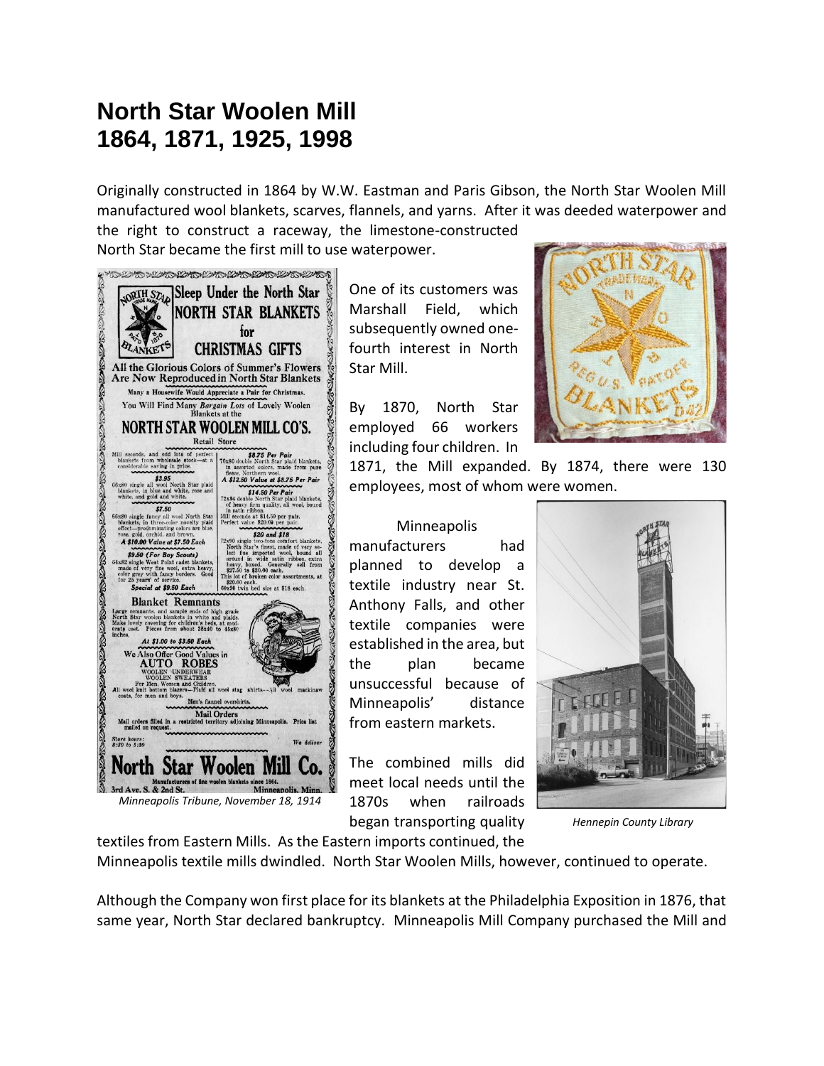# North Star Woolen Mill
# 1864, 1871, 1925, 1998

Originally constructed in 1864 by W.W. Eastman and Paris Gibson, the North Star Woolen Mill manufactured wool blankets, scarves, flannels, and yarns. After it was deeded waterpower and the right to construct a raceway, the limestone-constructed North Star became the first mill to use waterpower.

*Minneapolis Tribune, November 18, 1914*

One of its customers was Marshall Field, which subsequently owned one-fourth interest in North Star Mill.

By 1870, North Star employed 66 workers including four children. In 1871, the Mill expanded. By 1874, there were 130 employees, most of whom were women.

Minneapolis manufacturers had planned to develop a textile industry near St. Anthony Falls, and other textile companies were established in the area, but the plan became unsuccessful because of Minneapolis' distance from eastern markets.

*Hennepin County Library*

The combined mills did meet local needs until the 1870s when railroads began transporting quality textiles from Eastern Mills. As the Eastern imports continued, the Minneapolis textile mills dwindled. North Star Woolen Mills, however, continued to operate.

Although the Company won first place for its blankets at the Philadelphia Exposition in 1876, that same year, North Star declared bankruptcy. Minneapolis Mill Company purchased the Mill and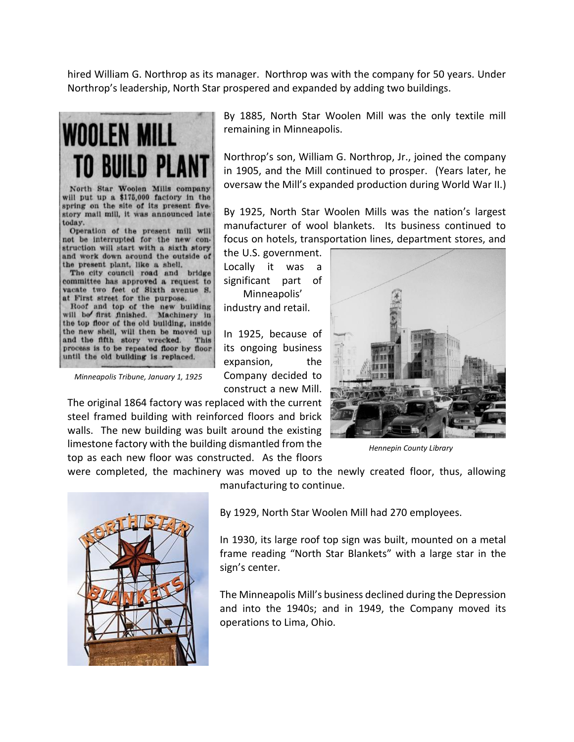hired William G. Northrop as its manager. Northrop was with the company for 50 years. Under Northrop's leadership, North Star prospered and expanded by adding two buildings.

**WOOLEN MILL TO BUILD PLANT**

North Star Woolen Mills company will put up a $175,000 factory in the spring on the site of its present five-story mail mill, it was announced late today.

Operation of the present mill will not be interrupted for the new construction will start with a sixth story and work down around the outside of the present plant, like a shell.

The city council road and bridge committee has approved a request to vacate two feet of Sixth avenue S. at First street for the purpose.

Roof and top of the new building will be first finished. Machinery in the top floor of the old building, inside the new shell, will then be moved up and the fifth story wrecked. This process is to be repeated floor by floor until the old building is replaced.

*Minneapolis Tribune, January 1, 1925*

By 1885, North Star Woolen Mill was the only textile mill remaining in Minneapolis.

Northrop's son, William G. Northrop, Jr., joined the company in 1905, and the Mill continued to prosper. (Years later, he oversaw the Mill's expanded production during World War II.)

By 1925, North Star Woolen Mills was the nation's largest manufacturer of wool blankets. Its business continued to focus on hotels, transportation lines, department stores, and the U.S. government. Locally it was a significant part of Minneapolis' industry and retail.

In 1925, because of its ongoing business expansion, the Company decided to construct a new Mill. The original 1864 factory was replaced with the current steel framed building with reinforced floors and brick walls. The new building was built around the existing limestone factory with the building dismantled from the top as each new floor was constructed. As the floors were completed, the machinery was moved up to the newly created floor, thus, allowing manufacturing to continue.

*Hennepin County Library*

By 1929, North Star Woolen Mill had 270 employees.

In 1930, its large roof top sign was built, mounted on a metal frame reading "North Star Blankets" with a large star in the sign's center.

The Minneapolis Mill's business declined during the Depression and into the 1940s; and in 1949, the Company moved its operations to Lima, Ohio.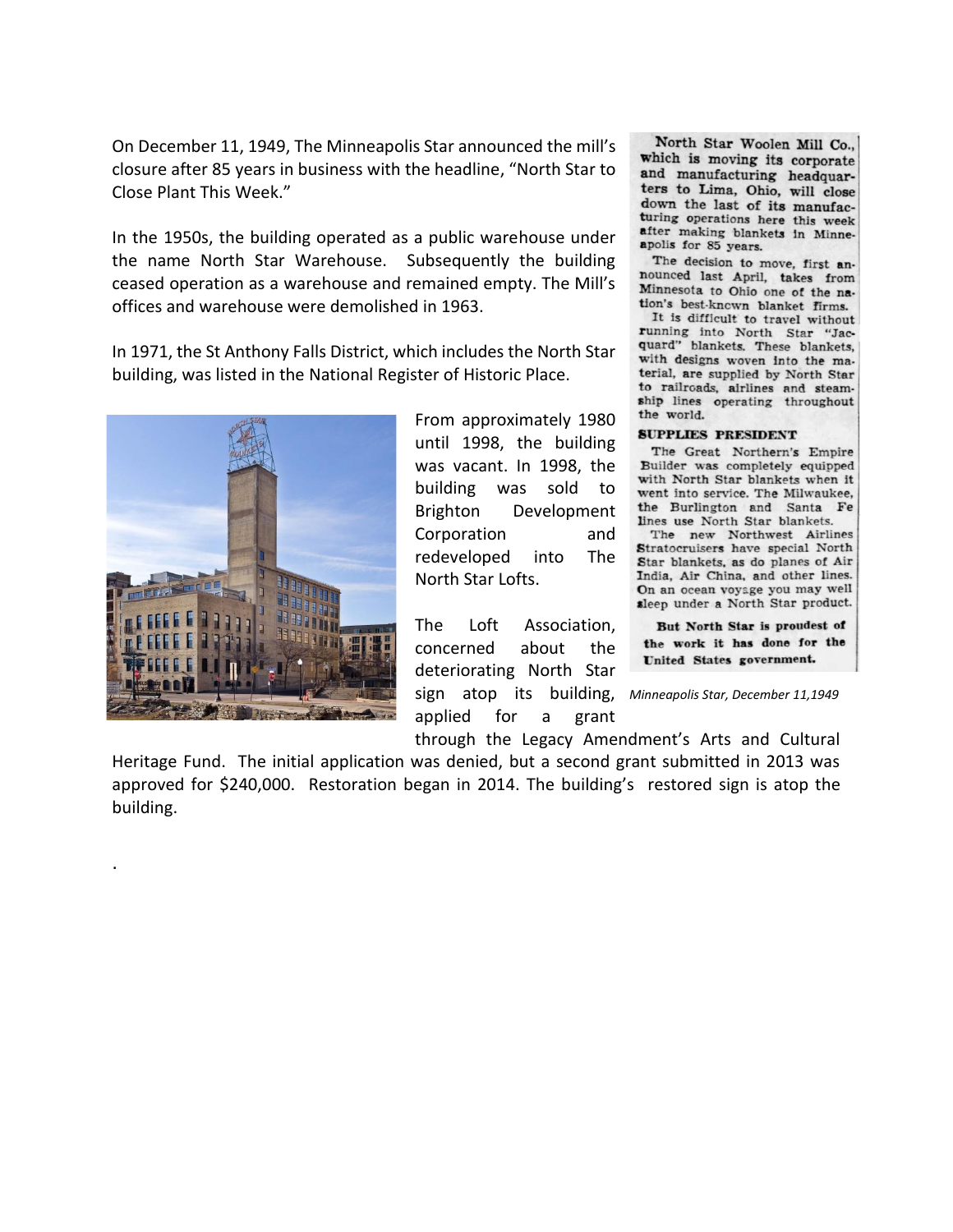On December 11, 1949, The Minneapolis Star announced the mill's closure after 85 years in business with the headline, "North Star to Close Plant This Week."

In the 1950s, the building operated as a public warehouse under the name North Star Warehouse. Subsequently the building ceased operation as a warehouse and remained empty. The Mill's offices and warehouse were demolished in 1963.

In 1971, the St Anthony Falls District, which includes the North Star building, was listed in the National Register of Historic Place.

From approximately 1980 until 1998, the building was vacant. In 1998, the building was sold to Brighton Development Corporation and redeveloped into The North Star Lofts.

The Loft Association, concerned about the deteriorating North Star sign atop its building, applied for a grant through the Legacy Amendment's Arts and Cultural Heritage Fund. The initial application was denied, but a second grant submitted in 2013 was approved for $240,000. Restoration began in 2014. The building's restored sign is atop the building.

North Star Woolen Mill Co., which is moving its corporate and manufacturing headquarters to Lima, Ohio, will close down the last of its manufacturing operations here this week after making blankets in Minneapolis for 85 years.

The decision to move, first announced last April, takes from Minnesota to Ohio one of the nation's best-known blanket firms.

It is difficult to travel without running into North Star "Jacquard" blankets. These blankets, with designs woven into the material, are supplied by North Star to railroads, airlines and steamship lines operating throughout the world.

**SUPPLIES PRESIDENT**

The Great Northern's Empire Builder was completely equipped with North Star blankets when it went into service. The Milwaukee, the Burlington and Santa Fe lines use North Star blankets.

The new Northwest Airlines Stratocruisers have special North Star blankets, as do planes of Air India, Air China, and other lines. On an ocean voyage you may well sleep under a North Star product.

**But North Star is proudest of the work it has done for the United States government.**

*Minneapolis Star, December 11,1949*